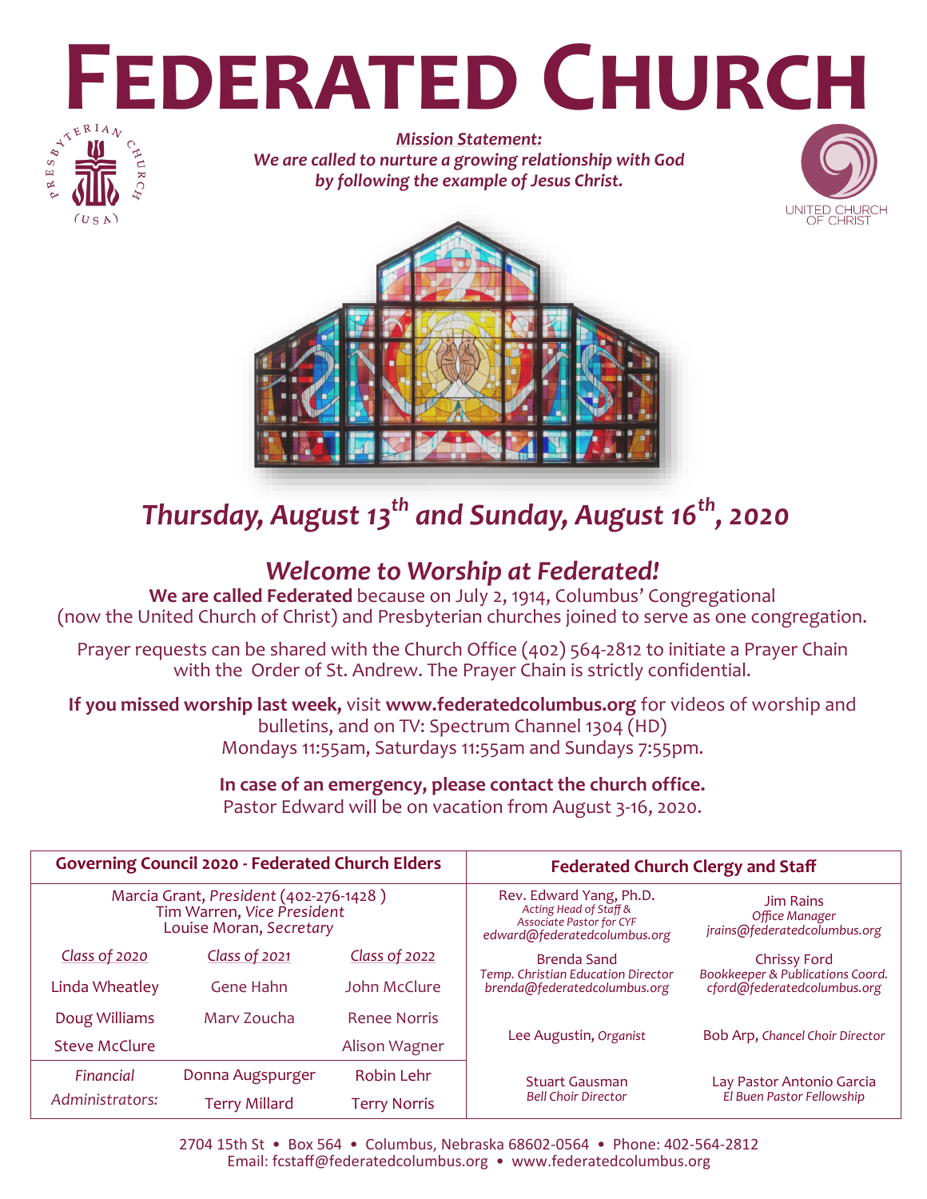# FEDERATED CHURCH

***Mission Statement:***
***We are called to nurture a growing relationship with God by following the example of Jesus Christ.***

PRESBYTERIAN CHURCH (USA)

UNITED CHURCH OF CHRIST

## *Thursday, August 13th and Sunday, August 16th, 2020*

## *Welcome to Worship at Federated!*

**We are called Federated** because on July 2, 1914, Columbus' Congregational (now the United Church of Christ) and Presbyterian churches joined to serve as one congregation.

Prayer requests can be shared with the Church Office (402) 564-2812 to initiate a Prayer Chain with the Order of St. Andrew. The Prayer Chain is strictly confidential.

**If you missed worship last week,** visit **www.federatedcolumbus.org** for videos of worship and bulletins, and on TV: Spectrum Channel 1304 (HD) Mondays 11:55am, Saturdays 11:55am and Sundays 7:55pm.

**In case of an emergency, please contact the church office.**
Pastor Edward will be on vacation from August 3-16, 2020.

| Governing Council 2020 - Federated Church Elders | | |
|---|---|---|
| Marcia Grant, *President* (402-276-1428 ) | | |
| Tim Warren, *Vice President* | | |
| Louise Moran, *Secretary* | | |
| *Class of 2020* | *Class of 2021* | *Class of 2022* |
| Linda Wheatley | Gene Hahn | John McClure |
| Doug Williams | Marv Zoucha | Renee Norris |
| Steve McClure | | Alison Wagner |
| *Financial* | Donna Augspurger | Robin Lehr |
| *Administrators:* | Terry Millard | Terry Norris |

| Federated Church Clergy and Staff | |
|---|---|
| Rev. Edward Yang, Ph.D.<br>*Acting Head of Staff & Associate Pastor for CYF*<br>*edward@federatedcolumbus.org* | Jim Rains<br>*Office Manager*<br>*jrains@federatedcolumbus.org* |
| Brenda Sand<br>*Temp. Christian Education Director*<br>*brenda@federatedcolumbus.org* | Chrissy Ford<br>*Bookkeeper & Publications Coord.*<br>*cford@federatedcolumbus.org* |
| Lee Augustin, *Organist* | Bob Arp, *Chancel Choir Director* |
| Stuart Gausman<br>*Bell Choir Director* | Lay Pastor Antonio Garcia<br>*El Buen Pastor Fellowship* |

2704 15th St • Box 564 • Columbus, Nebraska 68602-0564 • Phone: 402-564-2812
Email: fcstaff@federatedcolumbus.org • www.federatedcolumbus.org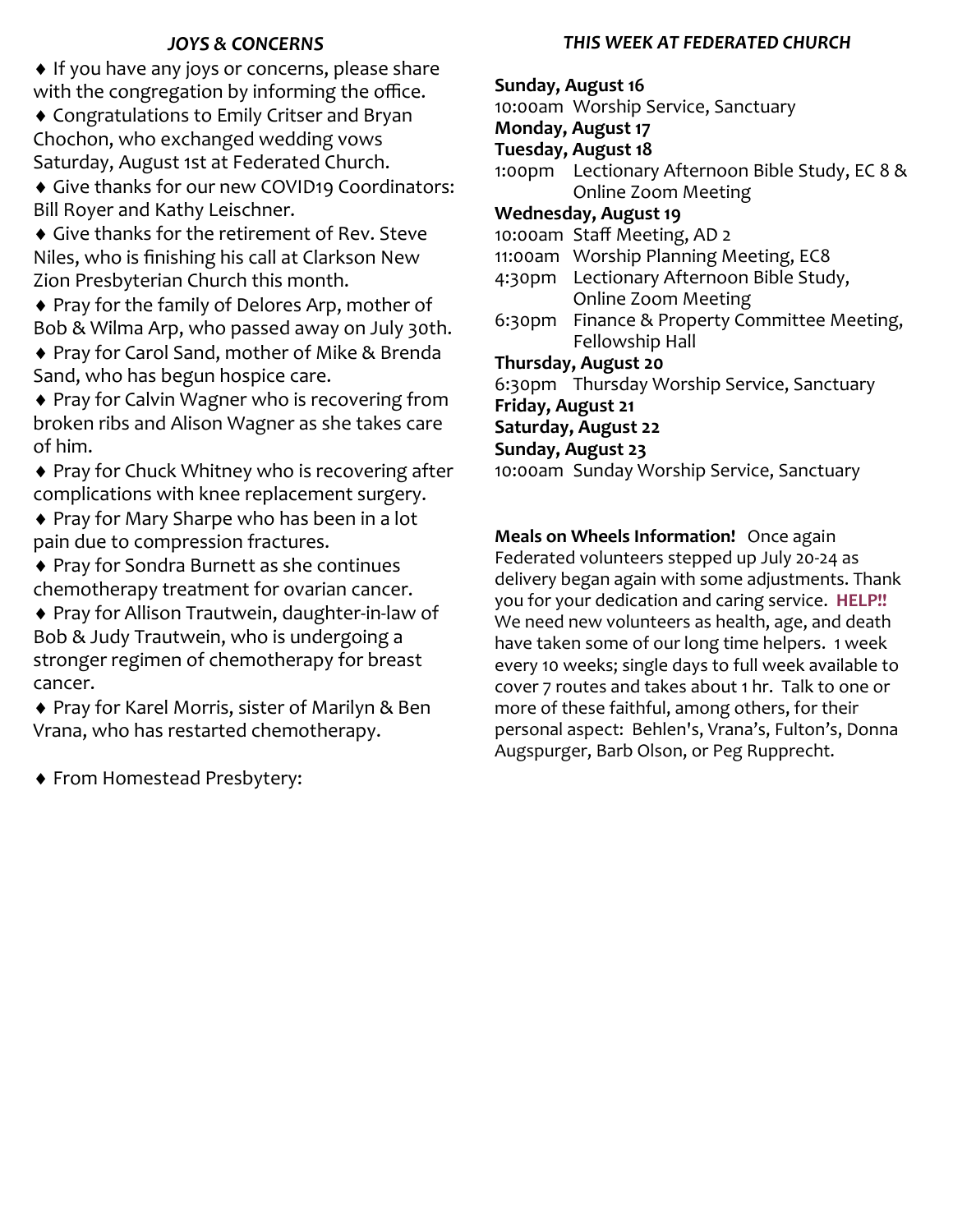### *JOYS & CONCERNS*

♦ If you have any joys or concerns, please share with the congregation by informing the office.

♦ Congratulations to Emily Critser and Bryan Chochon, who exchanged wedding vows Saturday, August 1st at Federated Church.

♦ Give thanks for our new COVID19 Coordinators: Bill Royer and Kathy Leischner.

♦ Give thanks for the retirement of Rev. Steve Niles, who is finishing his call at Clarkson New Zion Presbyterian Church this month.

♦ Pray for the family of Delores Arp, mother of Bob & Wilma Arp, who passed away on July 30th.

♦ Pray for Carol Sand, mother of Mike & Brenda Sand, who has begun hospice care.

♦ Pray for Calvin Wagner who is recovering from broken ribs and Alison Wagner as she takes care of him.

♦ Pray for Chuck Whitney who is recovering after complications with knee replacement surgery.

♦ Pray for Mary Sharpe who has been in a lot pain due to compression fractures.

♦ Pray for Sondra Burnett as she continues chemotherapy treatment for ovarian cancer.

♦ Pray for Allison Trautwein, daughter-in-law of Bob & Judy Trautwein, who is undergoing a stronger regimen of chemotherapy for breast cancer.

♦ Pray for Karel Morris, sister of Marilyn & Ben Vrana, who has restarted chemotherapy.

♦ From Homestead Presbytery:

### *THIS WEEK AT FEDERATED CHURCH*

**Sunday, August 16**
10:00am Worship Service, Sanctuary

**Monday, August 17**

**Tuesday, August 18**
1:00pm Lectionary Afternoon Bible Study, EC 8 & Online Zoom Meeting

**Wednesday, August 19**
10:00am Staff Meeting, AD 2
11:00am Worship Planning Meeting, EC8
4:30pm Lectionary Afternoon Bible Study, Online Zoom Meeting
6:30pm Finance & Property Committee Meeting, Fellowship Hall

**Thursday, August 20**
6:30pm Thursday Worship Service, Sanctuary

**Friday, August 21**

**Saturday, August 22**

**Sunday, August 23**
10:00am Sunday Worship Service, Sanctuary

**Meals on Wheels Information!** Once again Federated volunteers stepped up July 20-24 as delivery began again with some adjustments. Thank you for your dedication and caring service. **HELP!!** We need new volunteers as health, age, and death have taken some of our long time helpers. 1 week every 10 weeks; single days to full week available to cover 7 routes and takes about 1 hr. Talk to one or more of these faithful, among others, for their personal aspect: Behlen's, Vrana's, Fulton's, Donna Augspurger, Barb Olson, or Peg Rupprecht.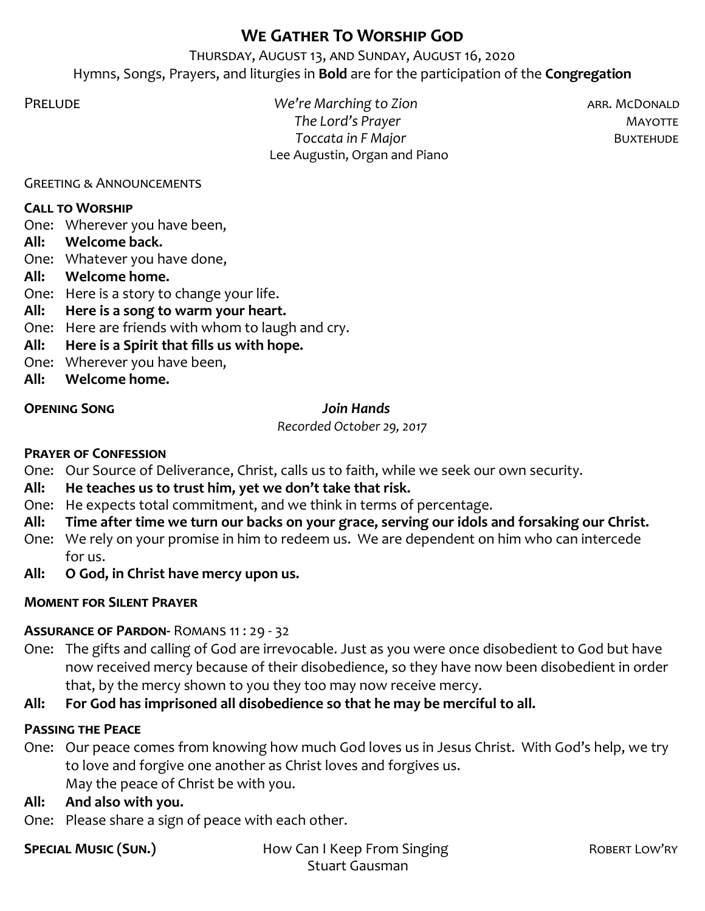# We Gather To Worship God

Thursday, August 13, and Sunday, August 16, 2020

Hymns, Songs, Prayers, and liturgies in **Bold** are for the participation of the **Congregation**

Prelude — *We're Marching to Zion* — arr. McDonald
*The Lord's Prayer* — Mayotte
*Toccata in F Major* — Buxtehude
Lee Augustin, Organ and Piano

Greeting & Announcements

**Call to Worship**

One: Wherever you have been,
**All: Welcome back.**
One: Whatever you have done,
**All: Welcome home.**
One: Here is a story to change your life.
**All: Here is a song to warm your heart.**
One: Here are friends with whom to laugh and cry.
**All: Here is a Spirit that fills us with hope.**
One: Wherever you have been,
**All: Welcome home.**

**Opening Song** — ***Join Hands***
*Recorded October 29, 2017*

**Prayer of Confession**

One: Our Source of Deliverance, Christ, calls us to faith, while we seek our own security.
**All: He teaches us to trust him, yet we don't take that risk.**
One: He expects total commitment, and we think in terms of percentage.
**All: Time after time we turn our backs on your grace, serving our idols and forsaking our Christ.**
One: We rely on your promise in him to redeem us. We are dependent on him who can intercede for us.
**All: O God, in Christ have mercy upon us.**

**Moment for Silent Prayer**

**Assurance of Pardon-** Romans 11 : 29 - 32

One: The gifts and calling of God are irrevocable. Just as you were once disobedient to God but have now received mercy because of their disobedience, so they have now been disobedient in order that, by the mercy shown to you they too may now receive mercy.
**All: For God has imprisoned all disobedience so that he may be merciful to all.**

**Passing the Peace**

One: Our peace comes from knowing how much God loves us in Jesus Christ. With God's help, we try to love and forgive one another as Christ loves and forgives us.
May the peace of Christ be with you.
**All: And also with you.**
One: Please share a sign of peace with each other.

**Special Music (Sun.)** — How Can I Keep From Singing — Robert Low'ry
Stuart Gausman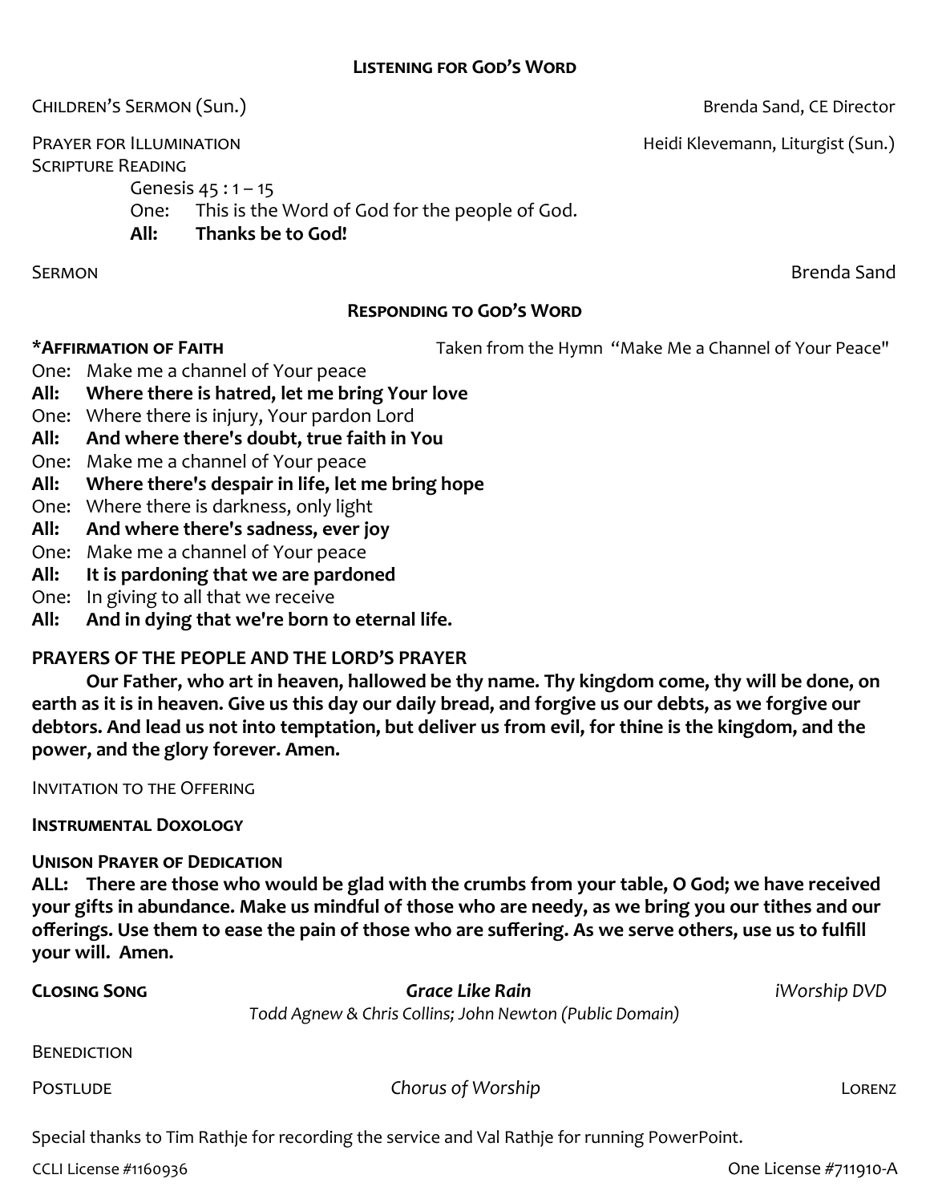## Listening for God's Word

Children's Sermon (Sun.) — Brenda Sand, CE Director

Prayer for Illumination — Heidi Klevemann, Liturgist (Sun.)

Scripture Reading

Genesis 45 : 1 – 15

One: This is the Word of God for the people of God.

**All: Thanks be to God!**

Sermon — Brenda Sand

## Responding to God's Word

**\*Affirmation of Faith** — Taken from the Hymn "Make Me a Channel of Your Peace"

One: Make me a channel of Your peace
**All: Where there is hatred, let me bring Your love**
One: Where there is injury, Your pardon Lord
**All: And where there's doubt, true faith in You**
One: Make me a channel of Your peace
**All: Where there's despair in life, let me bring hope**
One: Where there is darkness, only light
**All: And where there's sadness, ever joy**
One: Make me a channel of Your peace
**All: It is pardoning that we are pardoned**
One: In giving to all that we receive
**All: And in dying that we're born to eternal life.**

**PRAYERS OF THE PEOPLE AND THE LORD'S PRAYER**

**Our Father, who art in heaven, hallowed be thy name. Thy kingdom come, thy will be done, on earth as it is in heaven. Give us this day our daily bread, and forgive us our debts, as we forgive our debtors. And lead us not into temptation, but deliver us from evil, for thine is the kingdom, and the power, and the glory forever. Amen.**

Invitation to the Offering

**Instrumental Doxology**

**Unison Prayer of Dedication**

**ALL: There are those who would be glad with the crumbs from your table, O God; we have received your gifts in abundance. Make us mindful of those who are needy, as we bring you our tithes and our offerings. Use them to ease the pain of those who are suffering. As we serve others, use us to fulfill your will. Amen.**

**Closing Song** — ***Grace Like Rain*** — *iWorship DVD*
*Todd Agnew & Chris Collins; John Newton (Public Domain)*

Benediction

Postlude — *Chorus of Worship* — Lorenz

Special thanks to Tim Rathje for recording the service and Val Rathje for running PowerPoint.

CCLI License #1160936 — One License #711910-A